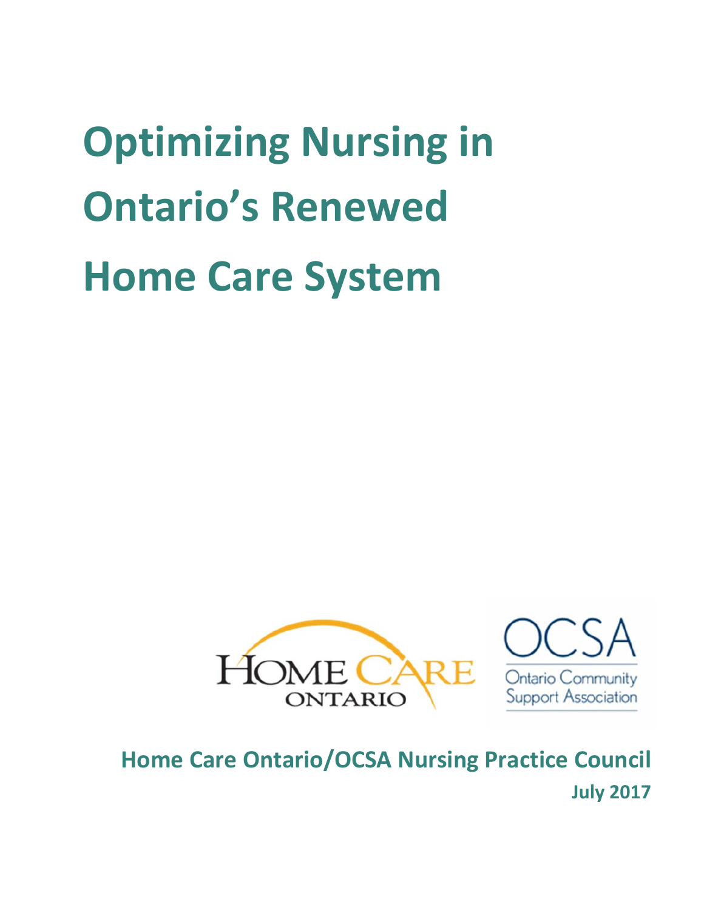# Optimizing Nursing in Ontario's Renewed Home Care System

**Home Care Ontario/OCSA Nursing Practice Council**

**July 2017**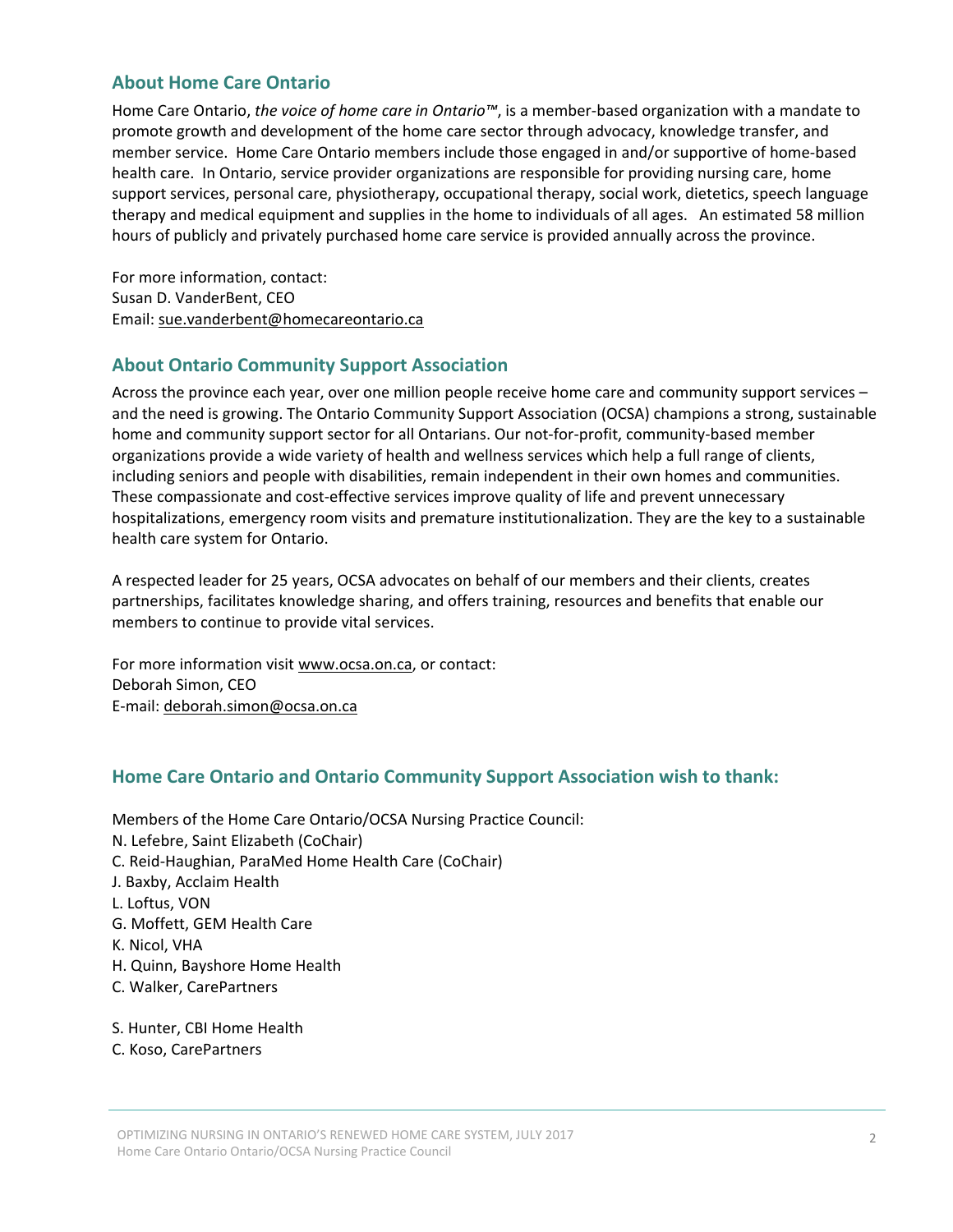## About Home Care Ontario

Home Care Ontario, *the voice of home care in Ontario™*, is a member-based organization with a mandate to promote growth and development of the home care sector through advocacy, knowledge transfer, and member service. Home Care Ontario members include those engaged in and/or supportive of home-based health care. In Ontario, service provider organizations are responsible for providing nursing care, home support services, personal care, physiotherapy, occupational therapy, social work, dietetics, speech language therapy and medical equipment and supplies in the home to individuals of all ages. An estimated 58 million hours of publicly and privately purchased home care service is provided annually across the province.

For more information, contact:
Susan D. VanderBent, CEO
Email: sue.vanderbent@homecareontario.ca

## About Ontario Community Support Association

Across the province each year, over one million people receive home care and community support services – and the need is growing. The Ontario Community Support Association (OCSA) champions a strong, sustainable home and community support sector for all Ontarians. Our not-for-profit, community-based member organizations provide a wide variety of health and wellness services which help a full range of clients, including seniors and people with disabilities, remain independent in their own homes and communities. These compassionate and cost-effective services improve quality of life and prevent unnecessary hospitalizations, emergency room visits and premature institutionalization. They are the key to a sustainable health care system for Ontario.

A respected leader for 25 years, OCSA advocates on behalf of our members and their clients, creates partnerships, facilitates knowledge sharing, and offers training, resources and benefits that enable our members to continue to provide vital services.

For more information visit www.ocsa.on.ca, or contact:
Deborah Simon, CEO
E-mail: deborah.simon@ocsa.on.ca

## Home Care Ontario and Ontario Community Support Association wish to thank:

Members of the Home Care Ontario/OCSA Nursing Practice Council:
N. Lefebre, Saint Elizabeth (CoChair)
C. Reid-Haughian, ParaMed Home Health Care (CoChair)
J. Baxby, Acclaim Health
L. Loftus, VON
G. Moffett, GEM Health Care
K. Nicol, VHA
H. Quinn, Bayshore Home Health
C. Walker, CarePartners

S. Hunter, CBI Home Health
C. Koso, CarePartners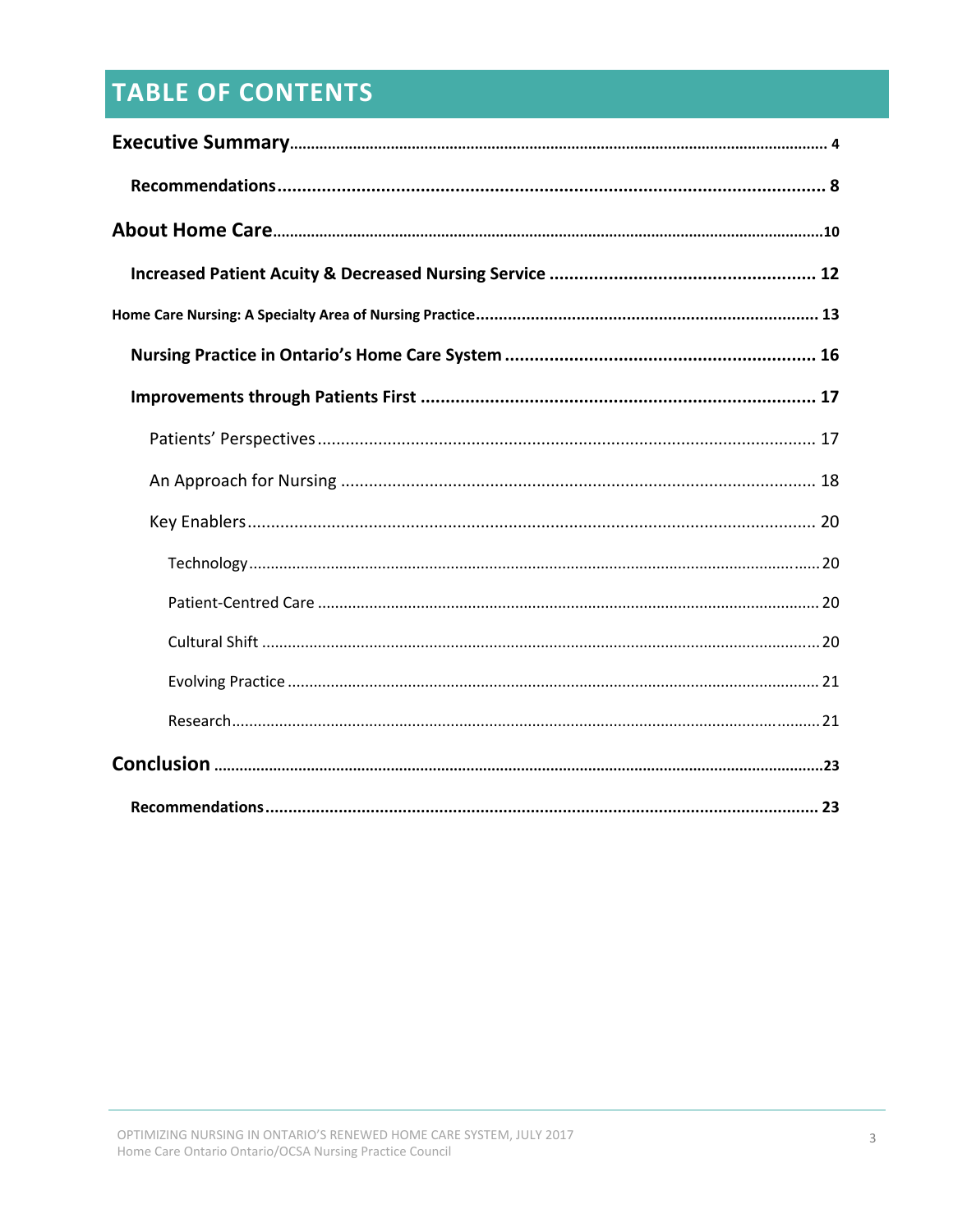# TABLE OF CONTENTS

**Executive Summary** .......... 4

- **Recommendations** .......... 8

**About Home Care** .......... 10

- **Increased Patient Acuity & Decreased Nursing Service** .......... 12

**Home Care Nursing: A Specialty Area of Nursing Practice** .......... 13

- **Nursing Practice in Ontario's Home Care System** .......... 16
- **Improvements through Patients First** .......... 17
  - Patients' Perspectives .......... 17
  - An Approach for Nursing .......... 18
  - Key Enablers .......... 20
    - Technology .......... 20
    - Patient-Centred Care .......... 20
    - Cultural Shift .......... 20
    - Evolving Practice .......... 21
    - Research .......... 21

**Conclusion** .......... 23

- **Recommendations** .......... 23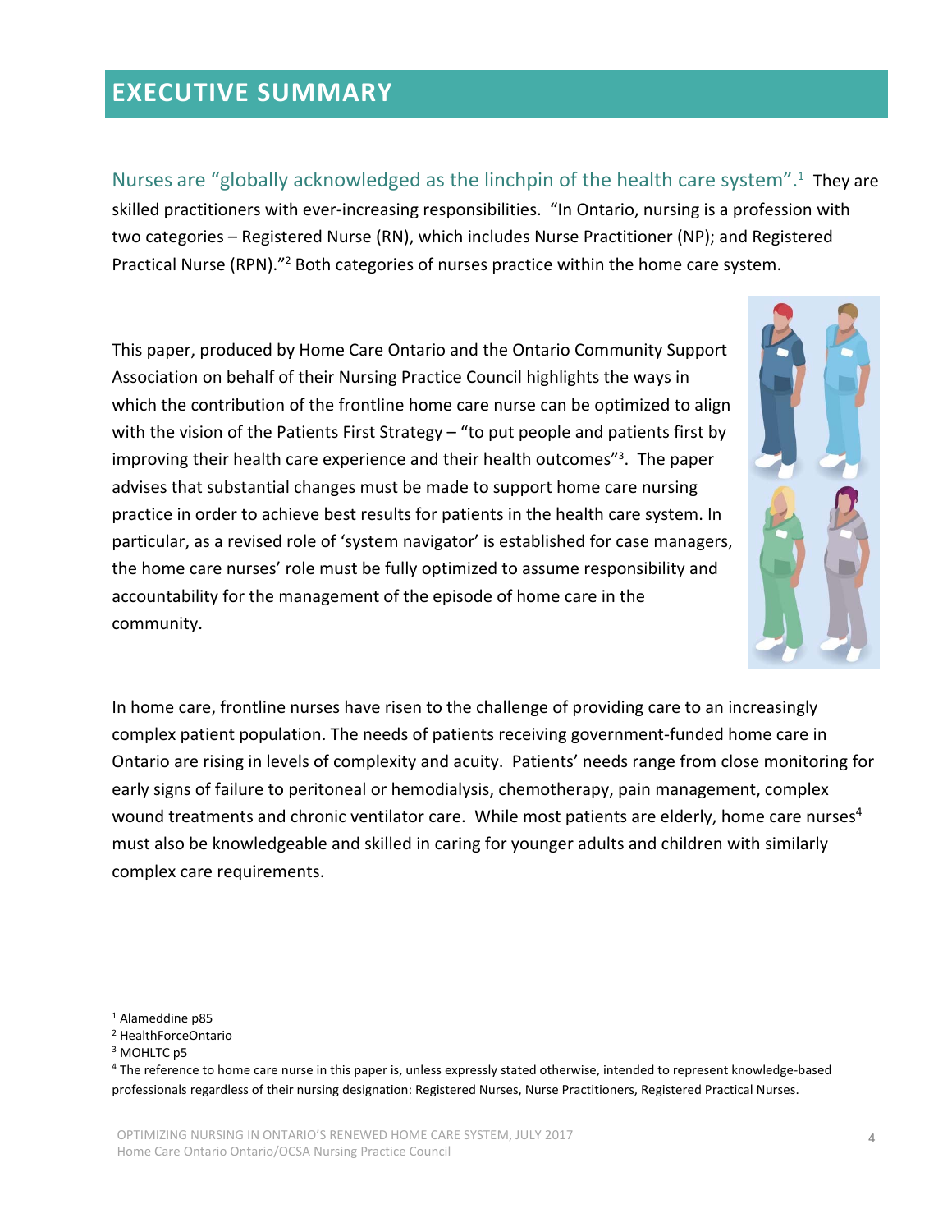# EXECUTIVE SUMMARY

Nurses are "globally acknowledged as the linchpin of the health care system".[1] They are skilled practitioners with ever-increasing responsibilities. "In Ontario, nursing is a profession with two categories – Registered Nurse (RN), which includes Nurse Practitioner (NP); and Registered Practical Nurse (RPN)."[2] Both categories of nurses practice within the home care system.

This paper, produced by Home Care Ontario and the Ontario Community Support Association on behalf of their Nursing Practice Council highlights the ways in which the contribution of the frontline home care nurse can be optimized to align with the vision of the Patients First Strategy – "to put people and patients first by improving their health care experience and their health outcomes"[3]. The paper advises that substantial changes must be made to support home care nursing practice in order to achieve best results for patients in the health care system. In particular, as a revised role of 'system navigator' is established for case managers, the home care nurses' role must be fully optimized to assume responsibility and accountability for the management of the episode of home care in the community.

In home care, frontline nurses have risen to the challenge of providing care to an increasingly complex patient population. The needs of patients receiving government-funded home care in Ontario are rising in levels of complexity and acuity. Patients' needs range from close monitoring for early signs of failure to peritoneal or hemodialysis, chemotherapy, pain management, complex wound treatments and chronic ventilator care. While most patients are elderly, home care nurses[4] must also be knowledgeable and skilled in caring for younger adults and children with similarly complex care requirements.

---

[1] Alameddine p85

[2] HealthForceOntario

[3] MOHLTC p5

[4] The reference to home care nurse in this paper is, unless expressly stated otherwise, intended to represent knowledge-based professionals regardless of their nursing designation: Registered Nurses, Nurse Practitioners, Registered Practical Nurses.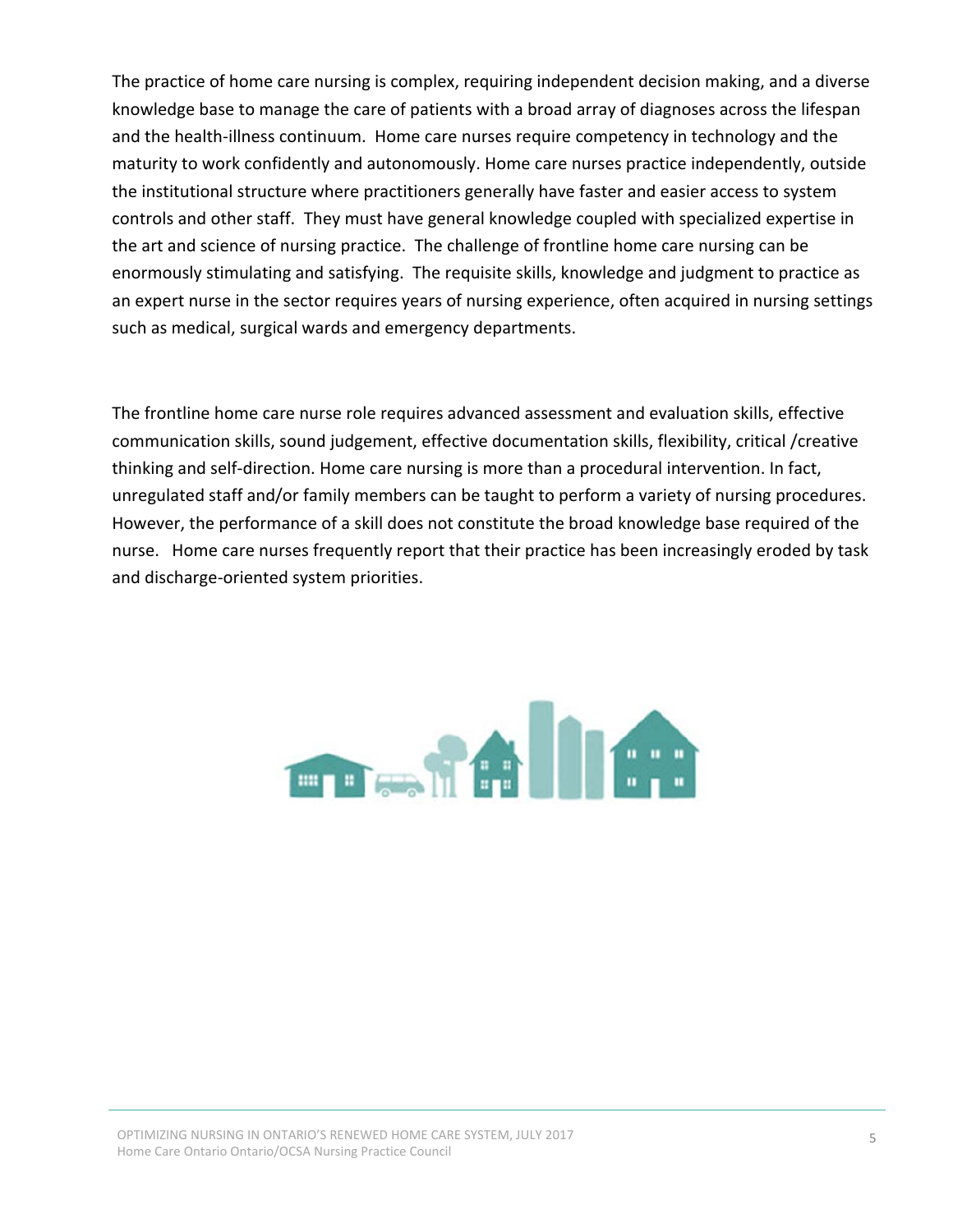The practice of home care nursing is complex, requiring independent decision making, and a diverse knowledge base to manage the care of patients with a broad array of diagnoses across the lifespan and the health-illness continuum. Home care nurses require competency in technology and the maturity to work confidently and autonomously. Home care nurses practice independently, outside the institutional structure where practitioners generally have faster and easier access to system controls and other staff. They must have general knowledge coupled with specialized expertise in the art and science of nursing practice. The challenge of frontline home care nursing can be enormously stimulating and satisfying. The requisite skills, knowledge and judgment to practice as an expert nurse in the sector requires years of nursing experience, often acquired in nursing settings such as medical, surgical wards and emergency departments.

The frontline home care nurse role requires advanced assessment and evaluation skills, effective communication skills, sound judgement, effective documentation skills, flexibility, critical /creative thinking and self-direction. Home care nursing is more than a procedural intervention. In fact, unregulated staff and/or family members can be taught to perform a variety of nursing procedures. However, the performance of a skill does not constitute the broad knowledge base required of the nurse. Home care nurses frequently report that their practice has been increasingly eroded by task and discharge-oriented system priorities.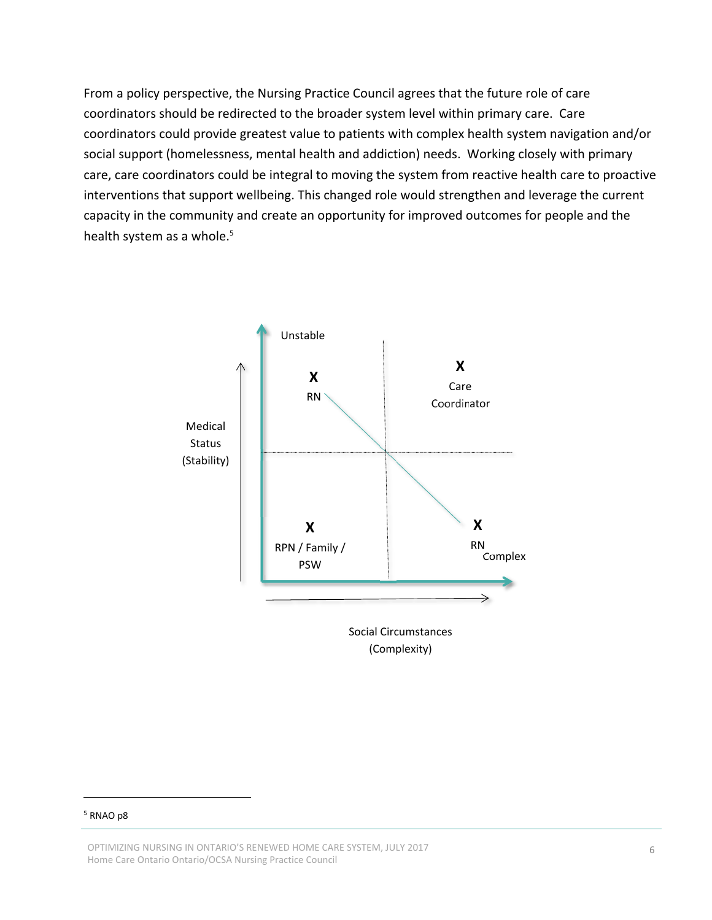From a policy perspective, the Nursing Practice Council agrees that the future role of care coordinators should be redirected to the broader system level within primary care. Care coordinators could provide greatest value to patients with complex health system navigation and/or social support (homelessness, mental health and addiction) needs. Working closely with primary care, care coordinators could be integral to moving the system from reactive health care to proactive interventions that support wellbeing. This changed role would strengthen and leverage the current capacity in the community and create an opportunity for improved outcomes for people and the health system as a whole.[5]

Unstable

**X** RN

**X** Care Coordinator

Medical Status (Stability)

**X** RPN / Family / PSW

**X** RN

Complex

Social Circumstances (Complexity)

---

[5] RNAO p8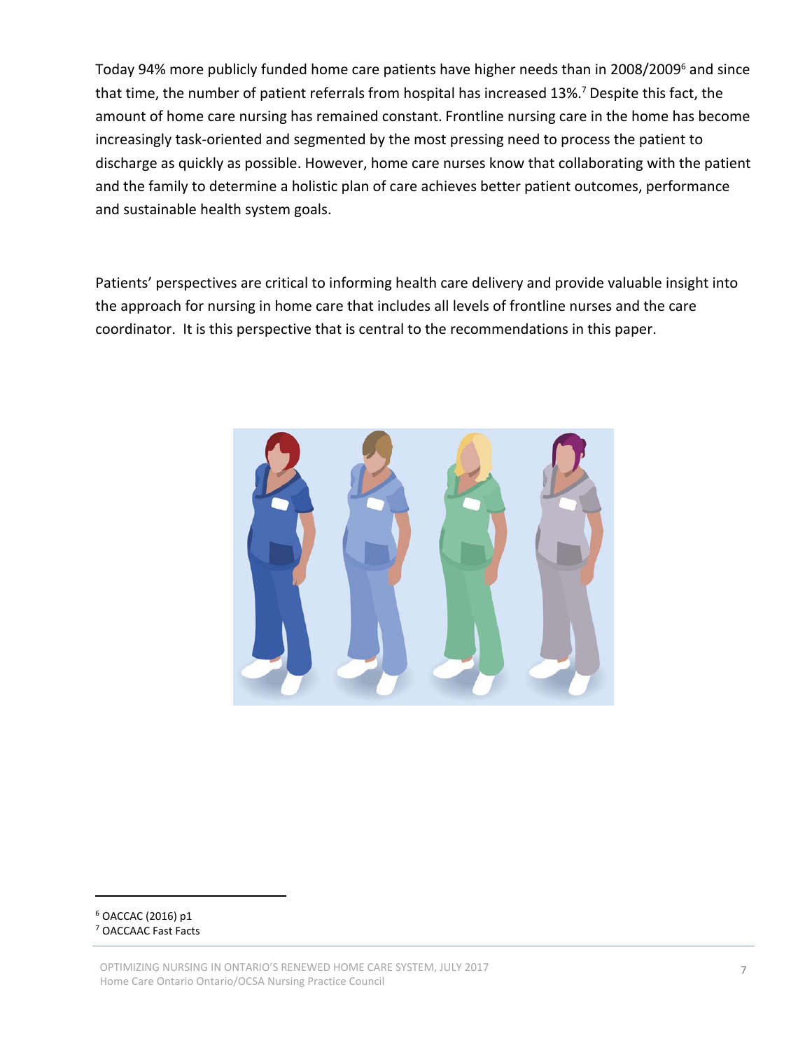Today 94% more publicly funded home care patients have higher needs than in 2008/2009[6] and since that time, the number of patient referrals from hospital has increased 13%.[7] Despite this fact, the amount of home care nursing has remained constant. Frontline nursing care in the home has become increasingly task-oriented and segmented by the most pressing need to process the patient to discharge as quickly as possible. However, home care nurses know that collaborating with the patient and the family to determine a holistic plan of care achieves better patient outcomes, performance and sustainable health system goals.

Patients' perspectives are critical to informing health care delivery and provide valuable insight into the approach for nursing in home care that includes all levels of frontline nurses and the care coordinator. It is this perspective that is central to the recommendations in this paper.

---

[6] OACCAC (2016) p1
[7] OACCAAC Fast Facts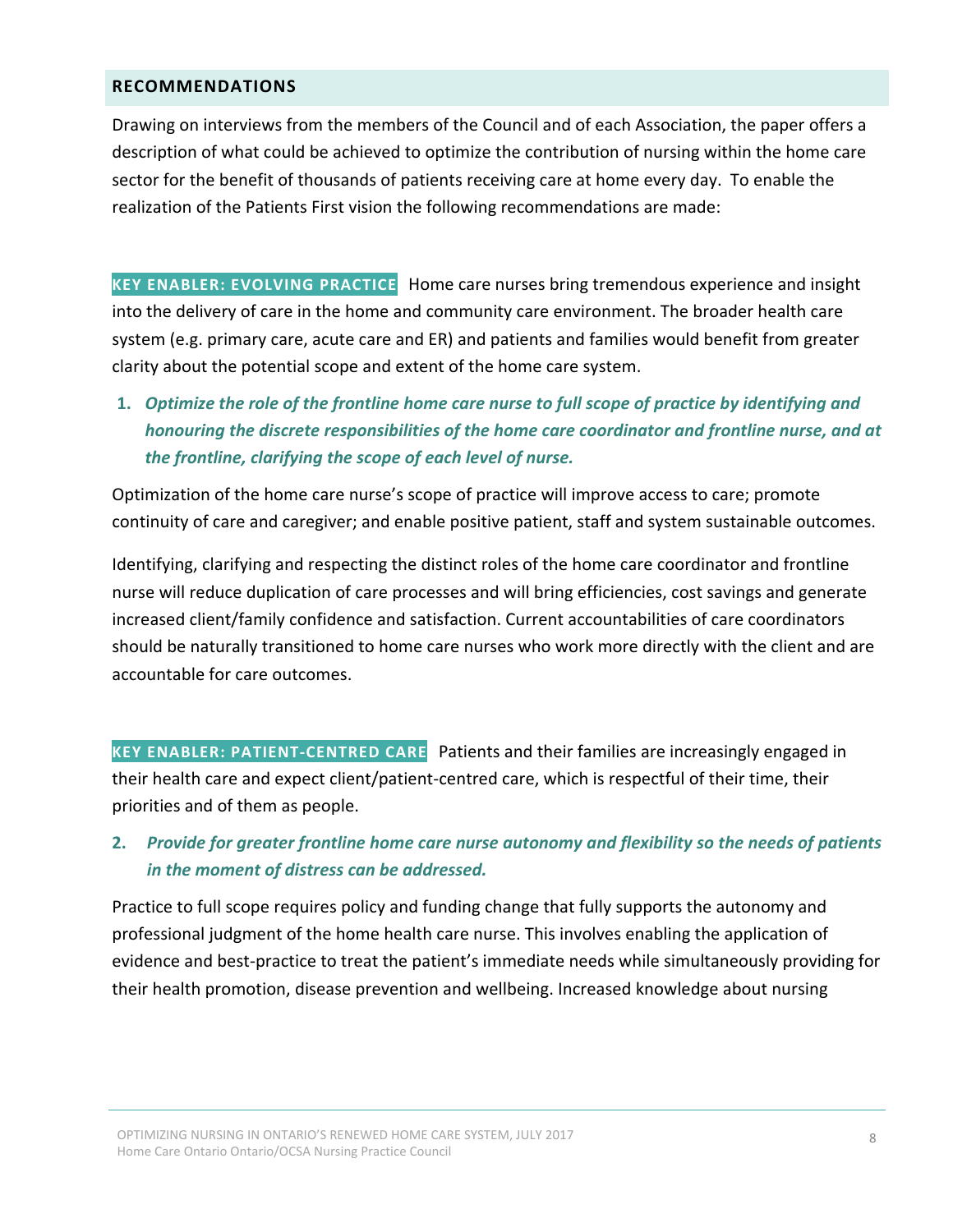## RECOMMENDATIONS

Drawing on interviews from the members of the Council and of each Association, the paper offers a description of what could be achieved to optimize the contribution of nursing within the home care sector for the benefit of thousands of patients receiving care at home every day. To enable the realization of the Patients First vision the following recommendations are made:

**KEY ENABLER: EVOLVING PRACTICE** Home care nurses bring tremendous experience and insight into the delivery of care in the home and community care environment. The broader health care system (e.g. primary care, acute care and ER) and patients and families would benefit from greater clarity about the potential scope and extent of the home care system.

1. ***Optimize the role of the frontline home care nurse to full scope of practice by identifying and honouring the discrete responsibilities of the home care coordinator and frontline nurse, and at the frontline, clarifying the scope of each level of nurse.***

Optimization of the home care nurse's scope of practice will improve access to care; promote continuity of care and caregiver; and enable positive patient, staff and system sustainable outcomes.

Identifying, clarifying and respecting the distinct roles of the home care coordinator and frontline nurse will reduce duplication of care processes and will bring efficiencies, cost savings and generate increased client/family confidence and satisfaction. Current accountabilities of care coordinators should be naturally transitioned to home care nurses who work more directly with the client and are accountable for care outcomes.

**KEY ENABLER: PATIENT-CENTRED CARE** Patients and their families are increasingly engaged in their health care and expect client/patient-centred care, which is respectful of their time, their priorities and of them as people.

2. ***Provide for greater frontline home care nurse autonomy and flexibility so the needs of patients in the moment of distress can be addressed.***

Practice to full scope requires policy and funding change that fully supports the autonomy and professional judgment of the home health care nurse. This involves enabling the application of evidence and best-practice to treat the patient's immediate needs while simultaneously providing for their health promotion, disease prevention and wellbeing. Increased knowledge about nursing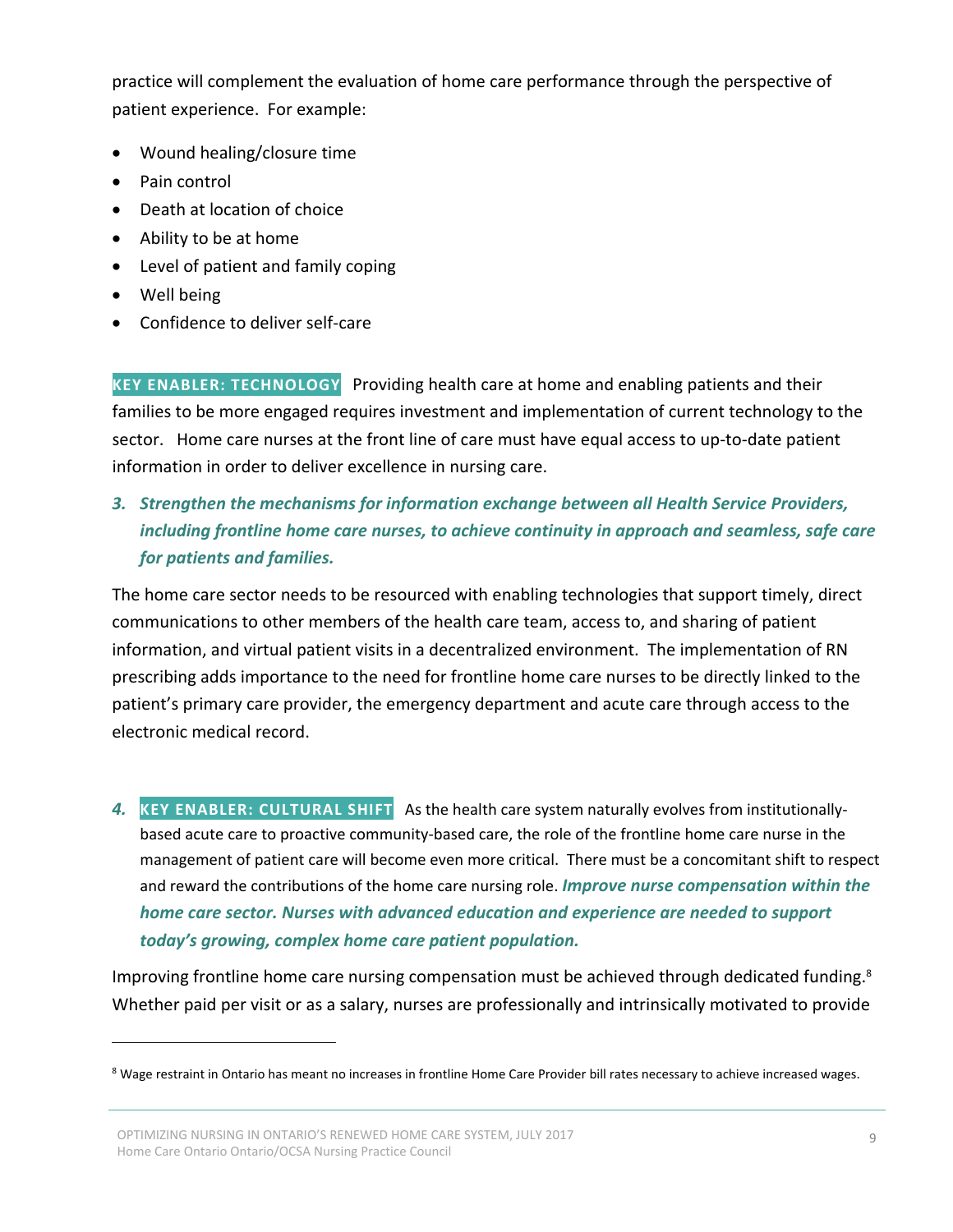practice will complement the evaluation of home care performance through the perspective of patient experience. For example:

- Wound healing/closure time
- Pain control
- Death at location of choice
- Ability to be at home
- Level of patient and family coping
- Well being
- Confidence to deliver self-care

**KEY ENABLER: TECHNOLOGY** Providing health care at home and enabling patients and their families to be more engaged requires investment and implementation of current technology to the sector. Home care nurses at the front line of care must have equal access to up-to-date patient information in order to deliver excellence in nursing care.

3. ***Strengthen the mechanisms for information exchange between all Health Service Providers, including frontline home care nurses, to achieve continuity in approach and seamless, safe care for patients and families.***

The home care sector needs to be resourced with enabling technologies that support timely, direct communications to other members of the health care team, access to, and sharing of patient information, and virtual patient visits in a decentralized environment. The implementation of RN prescribing adds importance to the need for frontline home care nurses to be directly linked to the patient's primary care provider, the emergency department and acute care through access to the electronic medical record.

4. **KEY ENABLER: CULTURAL SHIFT** As the health care system naturally evolves from institutionally-based acute care to proactive community-based care, the role of the frontline home care nurse in the management of patient care will become even more critical. There must be a concomitant shift to respect and reward the contributions of the home care nursing role. ***Improve nurse compensation within the home care sector. Nurses with advanced education and experience are needed to support today's growing, complex home care patient population.***

Improving frontline home care nursing compensation must be achieved through dedicated funding.[8] Whether paid per visit or as a salary, nurses are professionally and intrinsically motivated to provide

[8] Wage restraint in Ontario has meant no increases in frontline Home Care Provider bill rates necessary to achieve increased wages.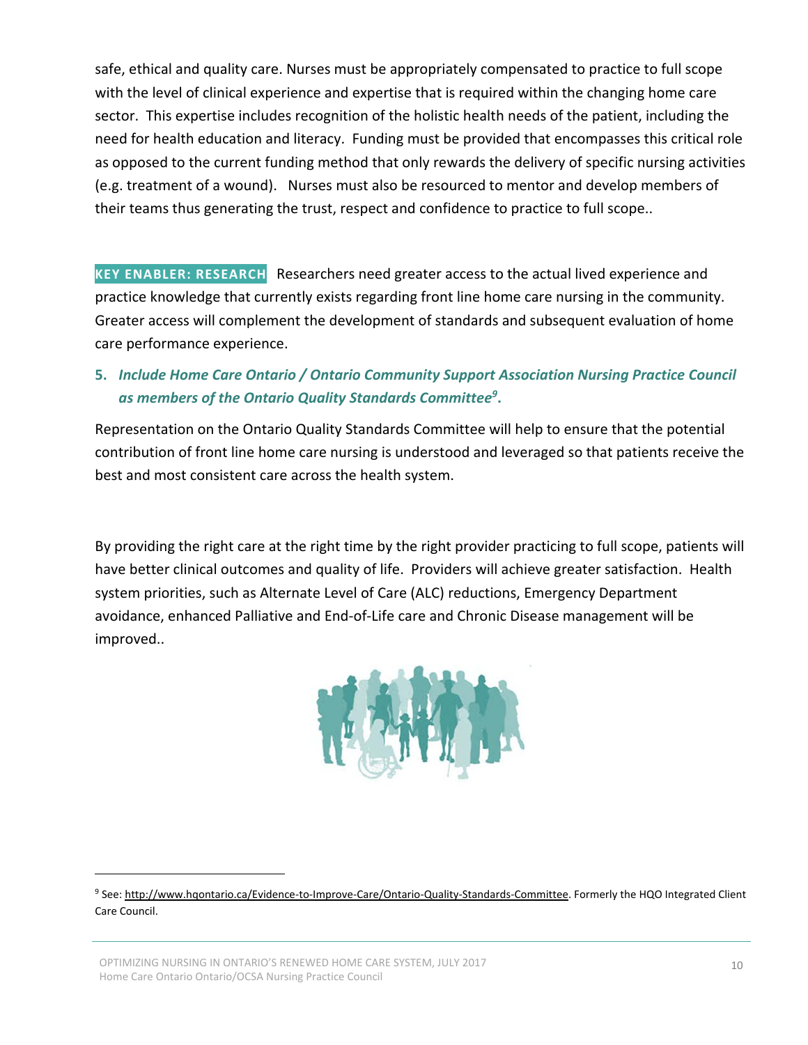safe, ethical and quality care. Nurses must be appropriately compensated to practice to full scope with the level of clinical experience and expertise that is required within the changing home care sector. This expertise includes recognition of the holistic health needs of the patient, including the need for health education and literacy. Funding must be provided that encompasses this critical role as opposed to the current funding method that only rewards the delivery of specific nursing activities (e.g. treatment of a wound). Nurses must also be resourced to mentor and develop members of their teams thus generating the trust, respect and confidence to practice to full scope..

**KEY ENABLER: RESEARCH** Researchers need greater access to the actual lived experience and practice knowledge that currently exists regarding front line home care nursing in the community. Greater access will complement the development of standards and subsequent evaluation of home care performance experience.

5. ***Include Home Care Ontario / Ontario Community Support Association Nursing Practice Council as members of the Ontario Quality Standards Committee[9].***

Representation on the Ontario Quality Standards Committee will help to ensure that the potential contribution of front line home care nursing is understood and leveraged so that patients receive the best and most consistent care across the health system.

By providing the right care at the right time by the right provider practicing to full scope, patients will have better clinical outcomes and quality of life. Providers will achieve greater satisfaction. Health system priorities, such as Alternate Level of Care (ALC) reductions, Emergency Department avoidance, enhanced Palliative and End-of-Life care and Chronic Disease management will be improved..

[9] See: http://www.hqontario.ca/Evidence-to-Improve-Care/Ontario-Quality-Standards-Committee. Formerly the HQO Integrated Client Care Council.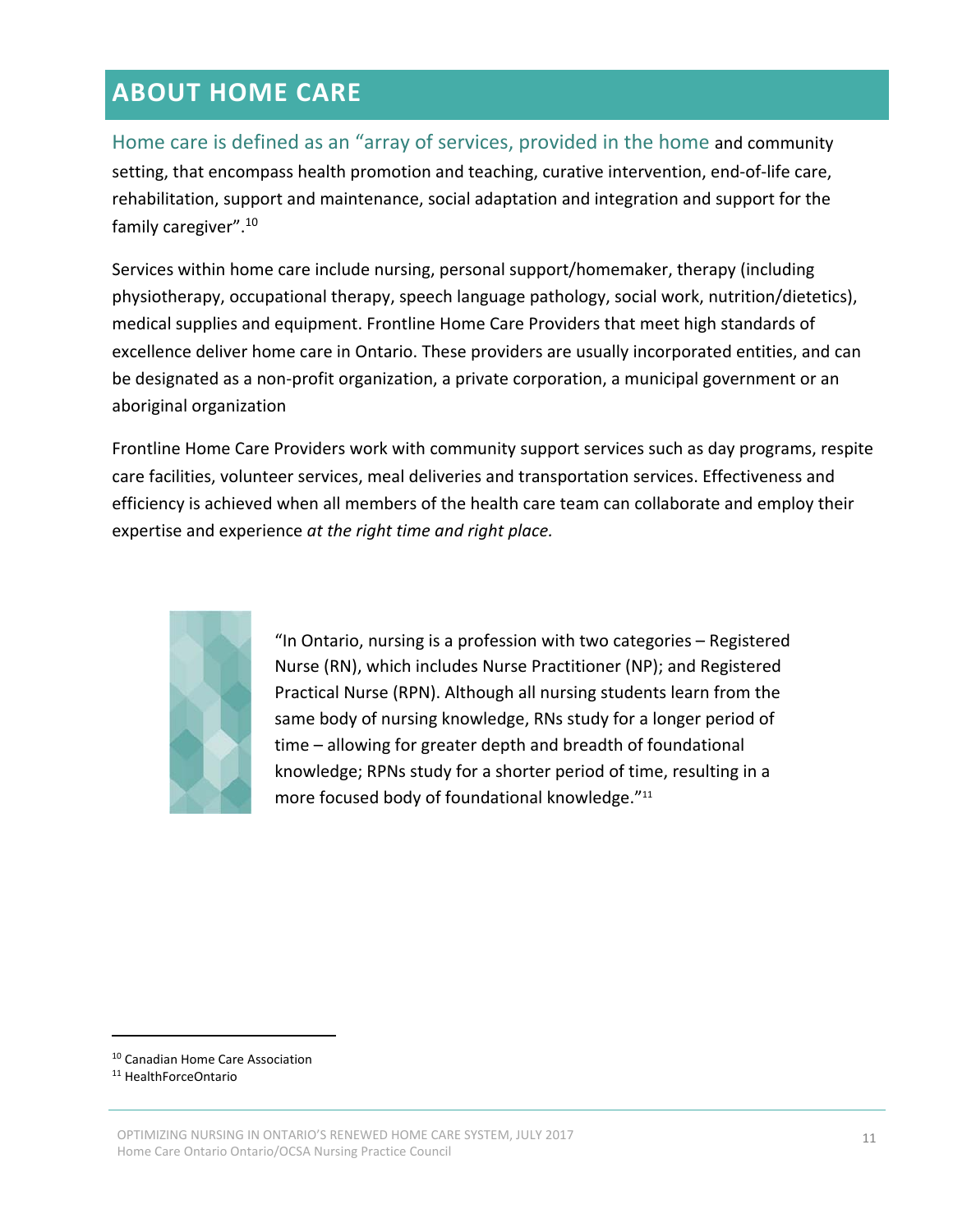# ABOUT HOME CARE

Home care is defined as an "array of services, provided in the home and community setting, that encompass health promotion and teaching, curative intervention, end-of-life care, rehabilitation, support and maintenance, social adaptation and integration and support for the family caregiver".[10]

Services within home care include nursing, personal support/homemaker, therapy (including physiotherapy, occupational therapy, speech language pathology, social work, nutrition/dietetics), medical supplies and equipment. Frontline Home Care Providers that meet high standards of excellence deliver home care in Ontario. These providers are usually incorporated entities, and can be designated as a non-profit organization, a private corporation, a municipal government or an aboriginal organization

Frontline Home Care Providers work with community support services such as day programs, respite care facilities, volunteer services, meal deliveries and transportation services. Effectiveness and efficiency is achieved when all members of the health care team can collaborate and employ their expertise and experience *at the right time and right place.*

"In Ontario, nursing is a profession with two categories – Registered Nurse (RN), which includes Nurse Practitioner (NP); and Registered Practical Nurse (RPN). Although all nursing students learn from the same body of nursing knowledge, RNs study for a longer period of time – allowing for greater depth and breadth of foundational knowledge; RPNs study for a shorter period of time, resulting in a more focused body of foundational knowledge."[11]

---

[10] Canadian Home Care Association

[11] HealthForceOntario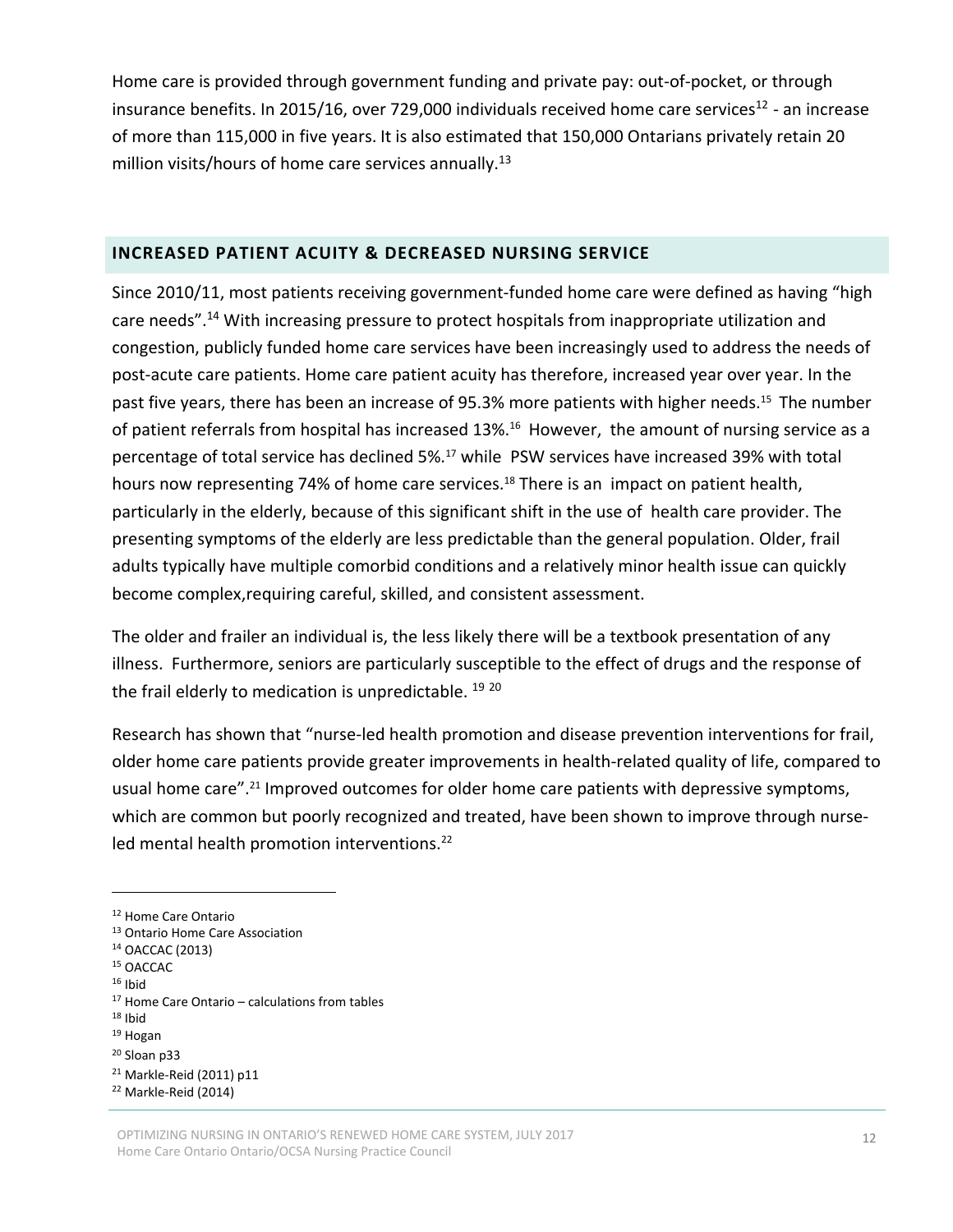Home care is provided through government funding and private pay: out-of-pocket, or through insurance benefits. In 2015/16, over 729,000 individuals received home care services[12] - an increase of more than 115,000 in five years. It is also estimated that 150,000 Ontarians privately retain 20 million visits/hours of home care services annually.[13]

## INCREASED PATIENT ACUITY & DECREASED NURSING SERVICE

Since 2010/11, most patients receiving government-funded home care were defined as having "high care needs".[14] With increasing pressure to protect hospitals from inappropriate utilization and congestion, publicly funded home care services have been increasingly used to address the needs of post-acute care patients. Home care patient acuity has therefore, increased year over year. In the past five years, there has been an increase of 95.3% more patients with higher needs.[15] The number of patient referrals from hospital has increased 13%.[16] However, the amount of nursing service as a percentage of total service has declined 5%.[17] while PSW services have increased 39% with total hours now representing 74% of home care services.[18] There is an impact on patient health, particularly in the elderly, because of this significant shift in the use of health care provider. The presenting symptoms of the elderly are less predictable than the general population. Older, frail adults typically have multiple comorbid conditions and a relatively minor health issue can quickly become complex,requiring careful, skilled, and consistent assessment.

The older and frailer an individual is, the less likely there will be a textbook presentation of any illness. Furthermore, seniors are particularly susceptible to the effect of drugs and the response of the frail elderly to medication is unpredictable. [19] [20]

Research has shown that "nurse-led health promotion and disease prevention interventions for frail, older home care patients provide greater improvements in health-related quality of life, compared to usual home care".[21] Improved outcomes for older home care patients with depressive symptoms, which are common but poorly recognized and treated, have been shown to improve through nurse-led mental health promotion interventions.[22]

---

[12] Home Care Ontario
[13] Ontario Home Care Association
[14] OACCAC (2013)
[15] OACCAC
[16] Ibid
[17] Home Care Ontario – calculations from tables
[18] Ibid
[19] Hogan
[20] Sloan p33
[21] Markle-Reid (2011) p11
[22] Markle-Reid (2014)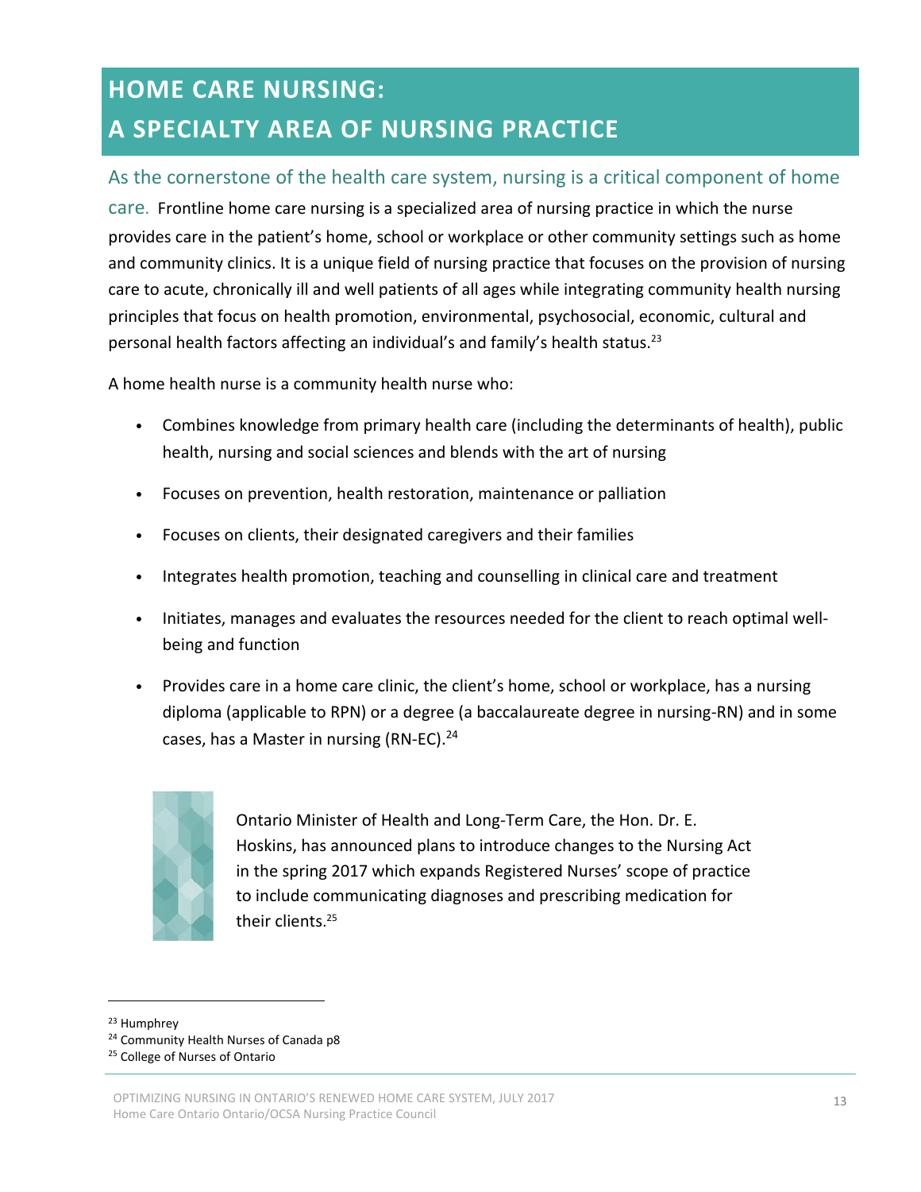# HOME CARE NURSING: A SPECIALTY AREA OF NURSING PRACTICE

As the cornerstone of the health care system, nursing is a critical component of home care. Frontline home care nursing is a specialized area of nursing practice in which the nurse provides care in the patient's home, school or workplace or other community settings such as home and community clinics. It is a unique field of nursing practice that focuses on the provision of nursing care to acute, chronically ill and well patients of all ages while integrating community health nursing principles that focus on health promotion, environmental, psychosocial, economic, cultural and personal health factors affecting an individual's and family's health status.[23]

A home health nurse is a community health nurse who:

- Combines knowledge from primary health care (including the determinants of health), public health, nursing and social sciences and blends with the art of nursing
- Focuses on prevention, health restoration, maintenance or palliation
- Focuses on clients, their designated caregivers and their families
- Integrates health promotion, teaching and counselling in clinical care and treatment
- Initiates, manages and evaluates the resources needed for the client to reach optimal well-being and function
- Provides care in a home care clinic, the client's home, school or workplace, has a nursing diploma (applicable to RPN) or a degree (a baccalaureate degree in nursing-RN) and in some cases, has a Master in nursing (RN-EC).[24]

Ontario Minister of Health and Long-Term Care, the Hon. Dr. E. Hoskins, has announced plans to introduce changes to the Nursing Act in the spring 2017 which expands Registered Nurses' scope of practice to include communicating diagnoses and prescribing medication for their clients.[25]

---

[23] Humphrey
[24] Community Health Nurses of Canada p8
[25] College of Nurses of Ontario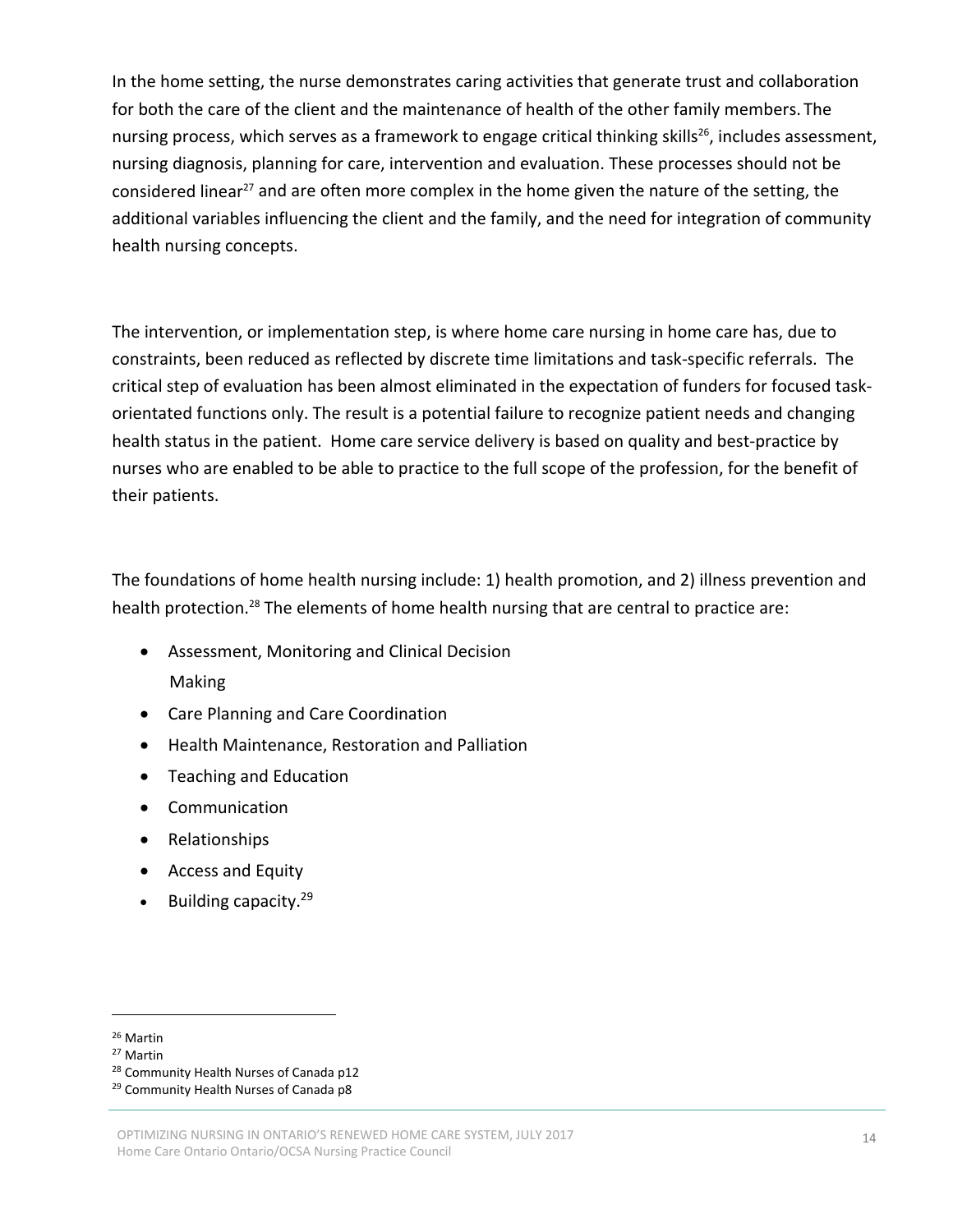In the home setting, the nurse demonstrates caring activities that generate trust and collaboration for both the care of the client and the maintenance of health of the other family members. The nursing process, which serves as a framework to engage critical thinking skills[26], includes assessment, nursing diagnosis, planning for care, intervention and evaluation. These processes should not be considered linear[27] and are often more complex in the home given the nature of the setting, the additional variables influencing the client and the family, and the need for integration of community health nursing concepts.

The intervention, or implementation step, is where home care nursing in home care has, due to constraints, been reduced as reflected by discrete time limitations and task-specific referrals. The critical step of evaluation has been almost eliminated in the expectation of funders for focused task-orientated functions only. The result is a potential failure to recognize patient needs and changing health status in the patient. Home care service delivery is based on quality and best-practice by nurses who are enabled to be able to practice to the full scope of the profession, for the benefit of their patients.

The foundations of home health nursing include: 1) health promotion, and 2) illness prevention and health protection.[28] The elements of home health nursing that are central to practice are:

- Assessment, Monitoring and Clinical Decision Making
- Care Planning and Care Coordination
- Health Maintenance, Restoration and Palliation
- Teaching and Education
- Communication
- Relationships
- Access and Equity
- Building capacity.[29]

---

[26] Martin
[27] Martin
[28] Community Health Nurses of Canada p12
[29] Community Health Nurses of Canada p8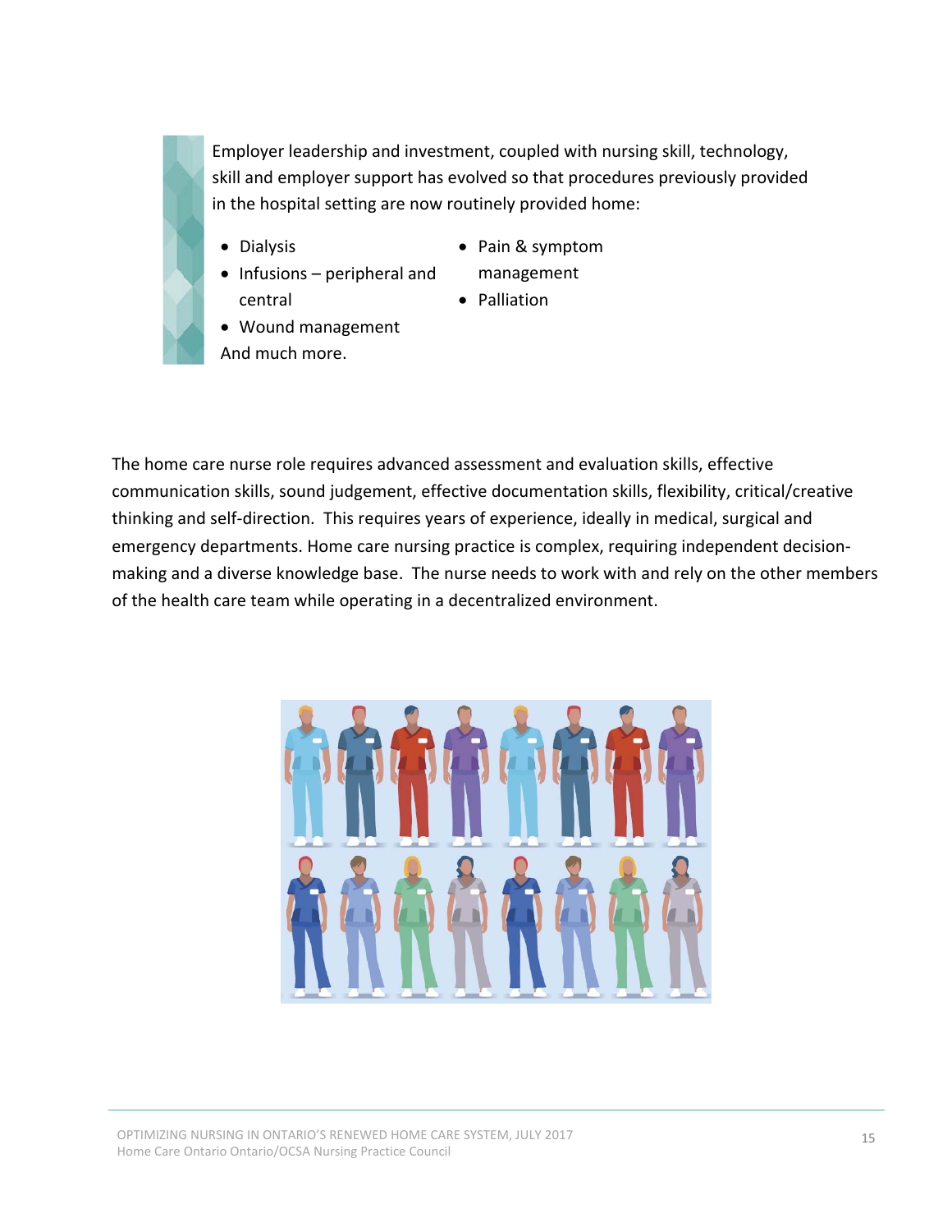Employer leadership and investment, coupled with nursing skill, technology, skill and employer support has evolved so that procedures previously provided in the hospital setting are now routinely provided home:

- Dialysis
- Infusions – peripheral and central
- Wound management
- Pain & symptom management
- Palliation

And much more.

The home care nurse role requires advanced assessment and evaluation skills, effective communication skills, sound judgement, effective documentation skills, flexibility, critical/creative thinking and self-direction. This requires years of experience, ideally in medical, surgical and emergency departments. Home care nursing practice is complex, requiring independent decision-making and a diverse knowledge base. The nurse needs to work with and rely on the other members of the health care team while operating in a decentralized environment.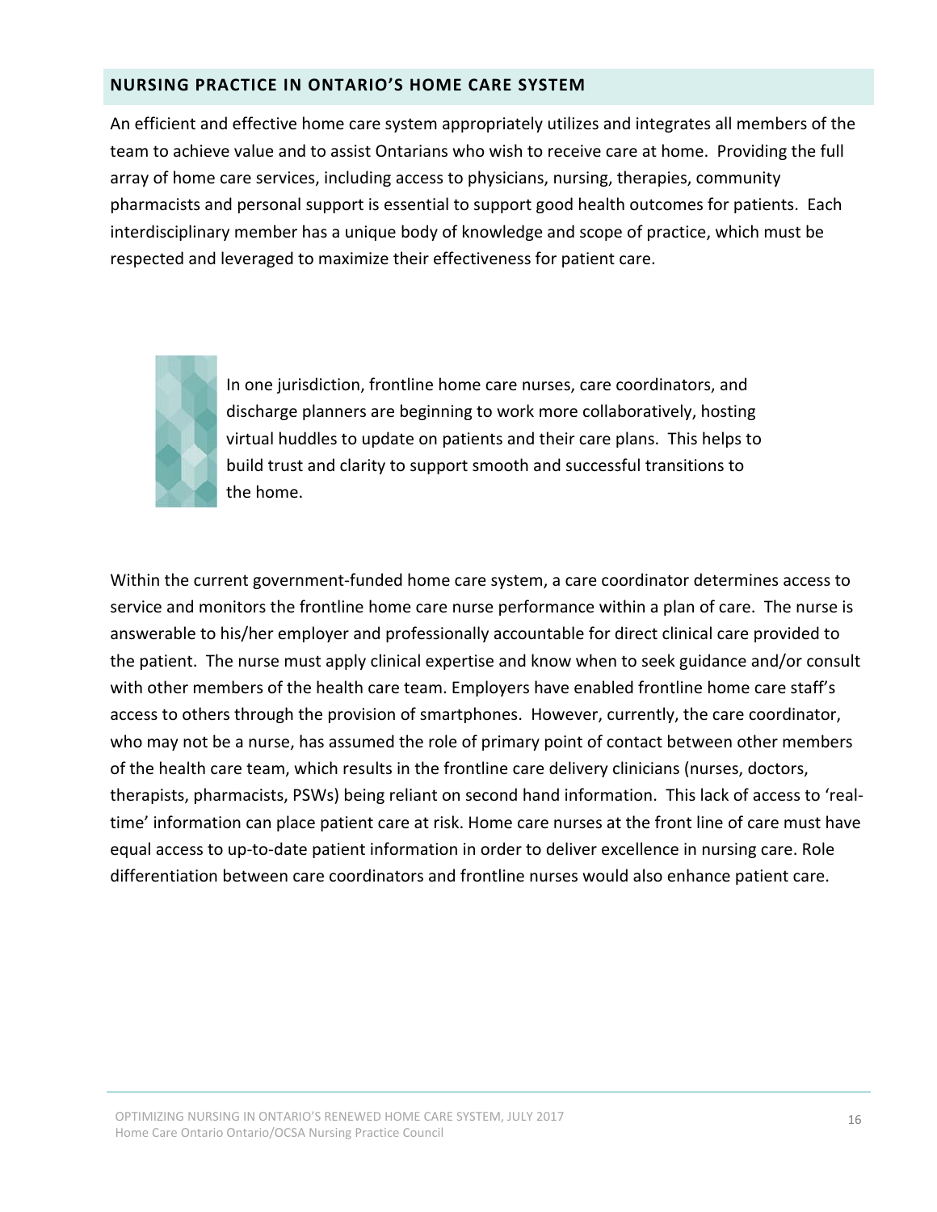## NURSING PRACTICE IN ONTARIO'S HOME CARE SYSTEM

An efficient and effective home care system appropriately utilizes and integrates all members of the team to achieve value and to assist Ontarians who wish to receive care at home. Providing the full array of home care services, including access to physicians, nursing, therapies, community pharmacists and personal support is essential to support good health outcomes for patients. Each interdisciplinary member has a unique body of knowledge and scope of practice, which must be respected and leveraged to maximize their effectiveness for patient care.

> In one jurisdiction, frontline home care nurses, care coordinators, and discharge planners are beginning to work more collaboratively, hosting virtual huddles to update on patients and their care plans. This helps to build trust and clarity to support smooth and successful transitions to the home.

Within the current government-funded home care system, a care coordinator determines access to service and monitors the frontline home care nurse performance within a plan of care. The nurse is answerable to his/her employer and professionally accountable for direct clinical care provided to the patient. The nurse must apply clinical expertise and know when to seek guidance and/or consult with other members of the health care team. Employers have enabled frontline home care staff's access to others through the provision of smartphones. However, currently, the care coordinator, who may not be a nurse, has assumed the role of primary point of contact between other members of the health care team, which results in the frontline care delivery clinicians (nurses, doctors, therapists, pharmacists, PSWs) being reliant on second hand information. This lack of access to 'real-time' information can place patient care at risk. Home care nurses at the front line of care must have equal access to up-to-date patient information in order to deliver excellence in nursing care. Role differentiation between care coordinators and frontline nurses would also enhance patient care.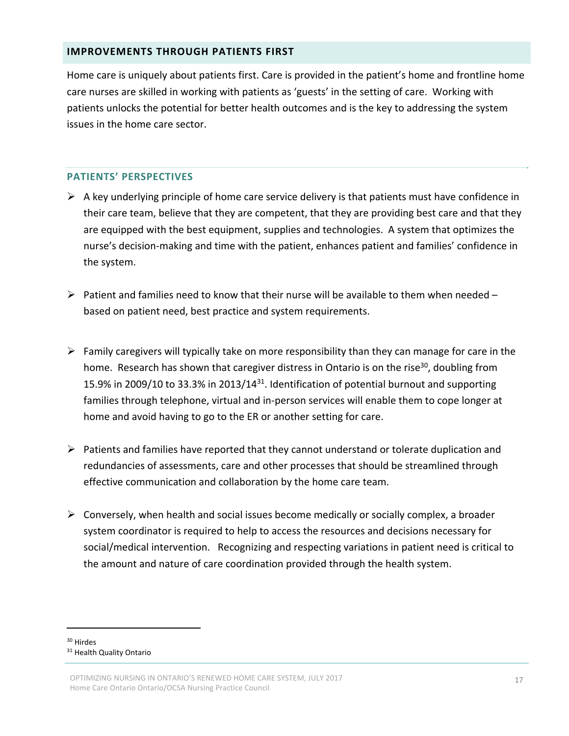## IMPROVEMENTS THROUGH PATIENTS FIRST

Home care is uniquely about patients first. Care is provided in the patient's home and frontline home care nurses are skilled in working with patients as 'guests' in the setting of care. Working with patients unlocks the potential for better health outcomes and is the key to addressing the system issues in the home care sector.

### PATIENTS' PERSPECTIVES

- A key underlying principle of home care service delivery is that patients must have confidence in their care team, believe that they are competent, that they are providing best care and that they are equipped with the best equipment, supplies and technologies. A system that optimizes the nurse's decision-making and time with the patient, enhances patient and families' confidence in the system.
- Patient and families need to know that their nurse will be available to them when needed – based on patient need, best practice and system requirements.
- Family caregivers will typically take on more responsibility than they can manage for care in the home. Research has shown that caregiver distress in Ontario is on the rise[30], doubling from 15.9% in 2009/10 to 33.3% in 2013/14[31]. Identification of potential burnout and supporting families through telephone, virtual and in-person services will enable them to cope longer at home and avoid having to go to the ER or another setting for care.
- Patients and families have reported that they cannot understand or tolerate duplication and redundancies of assessments, care and other processes that should be streamlined through effective communication and collaboration by the home care team.
- Conversely, when health and social issues become medically or socially complex, a broader system coordinator is required to help to access the resources and decisions necessary for social/medical intervention. Recognizing and respecting variations in patient need is critical to the amount and nature of care coordination provided through the health system.

[30] Hirdes
[31] Health Quality Ontario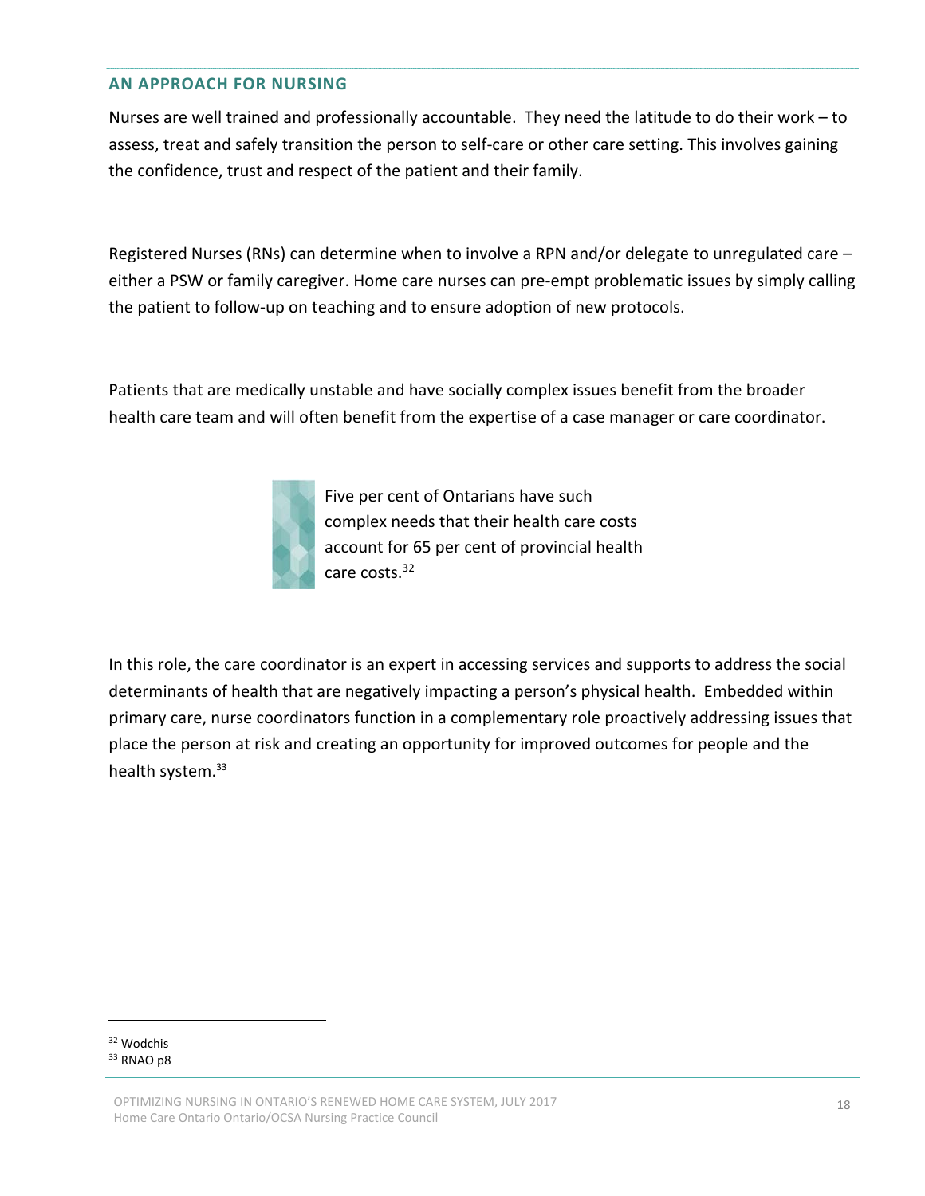## AN APPROACH FOR NURSING

Nurses are well trained and professionally accountable. They need the latitude to do their work – to assess, treat and safely transition the person to self-care or other care setting. This involves gaining the confidence, trust and respect of the patient and their family.

Registered Nurses (RNs) can determine when to involve a RPN and/or delegate to unregulated care – either a PSW or family caregiver. Home care nurses can pre-empt problematic issues by simply calling the patient to follow-up on teaching and to ensure adoption of new protocols.

Patients that are medically unstable and have socially complex issues benefit from the broader health care team and will often benefit from the expertise of a case manager or care coordinator.

> Five per cent of Ontarians have such complex needs that their health care costs account for 65 per cent of provincial health care costs.[32]

In this role, the care coordinator is an expert in accessing services and supports to address the social determinants of health that are negatively impacting a person's physical health. Embedded within primary care, nurse coordinators function in a complementary role proactively addressing issues that place the person at risk and creating an opportunity for improved outcomes for people and the health system.[33]

---

[32] Wodchis
[33] RNAO p8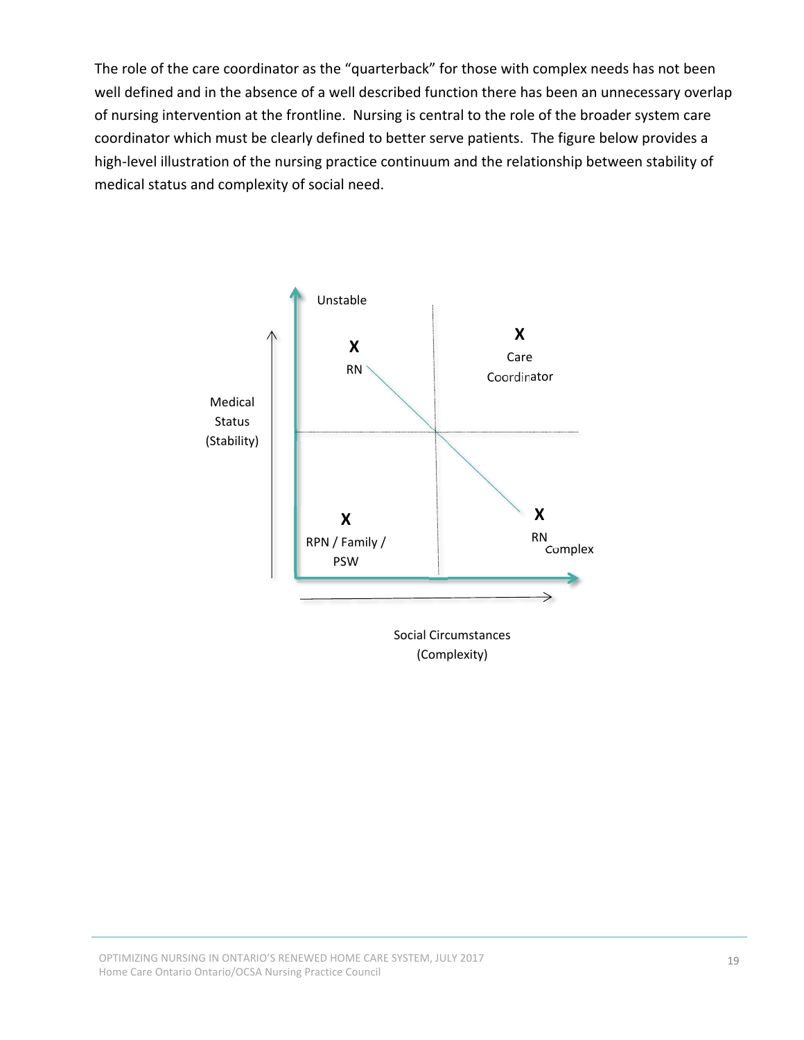The role of the care coordinator as the "quarterback" for those with complex needs has not been well defined and in the absence of a well described function there has been an unnecessary overlap of nursing intervention at the frontline. Nursing is central to the role of the broader system care coordinator which must be clearly defined to better serve patients. The figure below provides a high-level illustration of the nursing practice continuum and the relationship between stability of medical status and complexity of social need.

Unstable

X RN

X Care Coordinator

Medical Status (Stability)

X RPN / Family / PSW

X RN

Complex

Social Circumstances (Complexity)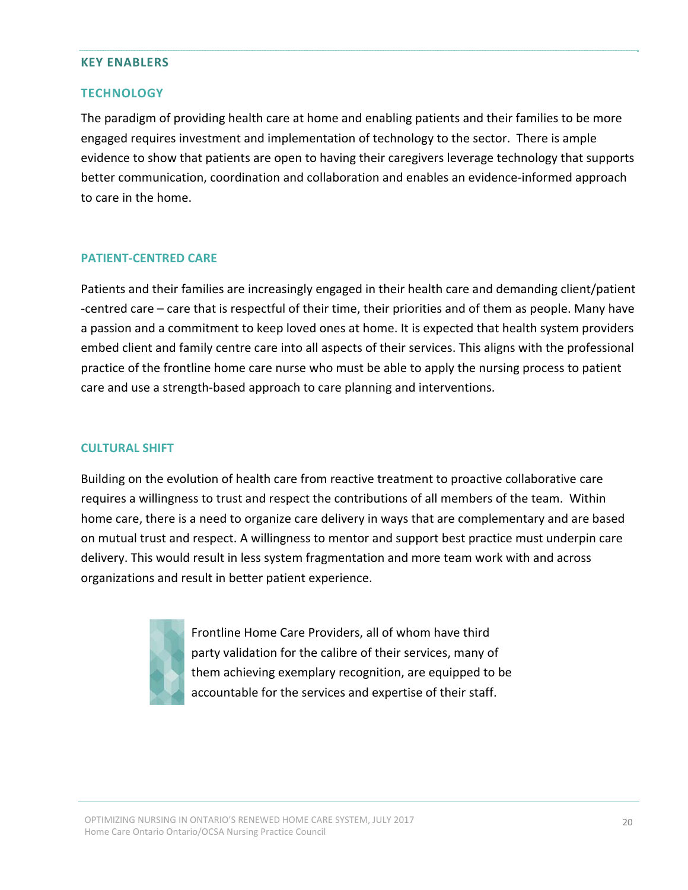## KEY ENABLERS

### TECHNOLOGY

The paradigm of providing health care at home and enabling patients and their families to be more engaged requires investment and implementation of technology to the sector.  There is ample evidence to show that patients are open to having their caregivers leverage technology that supports better communication, coordination and collaboration and enables an evidence-informed approach to care in the home.

### PATIENT-CENTRED CARE

Patients and their families are increasingly engaged in their health care and demanding client/patient -centred care – care that is respectful of their time, their priorities and of them as people. Many have a passion and a commitment to keep loved ones at home. It is expected that health system providers embed client and family centre care into all aspects of their services. This aligns with the professional practice of the frontline home care nurse who must be able to apply the nursing process to patient care and use a strength-based approach to care planning and interventions.

### CULTURAL SHIFT

Building on the evolution of health care from reactive treatment to proactive collaborative care requires a willingness to trust and respect the contributions of all members of the team.  Within home care, there is a need to organize care delivery in ways that are complementary and are based on mutual trust and respect. A willingness to mentor and support best practice must underpin care delivery. This would result in less system fragmentation and more team work with and across organizations and result in better patient experience.

Frontline Home Care Providers, all of whom have third party validation for the calibre of their services, many of them achieving exemplary recognition, are equipped to be accountable for the services and expertise of their staff.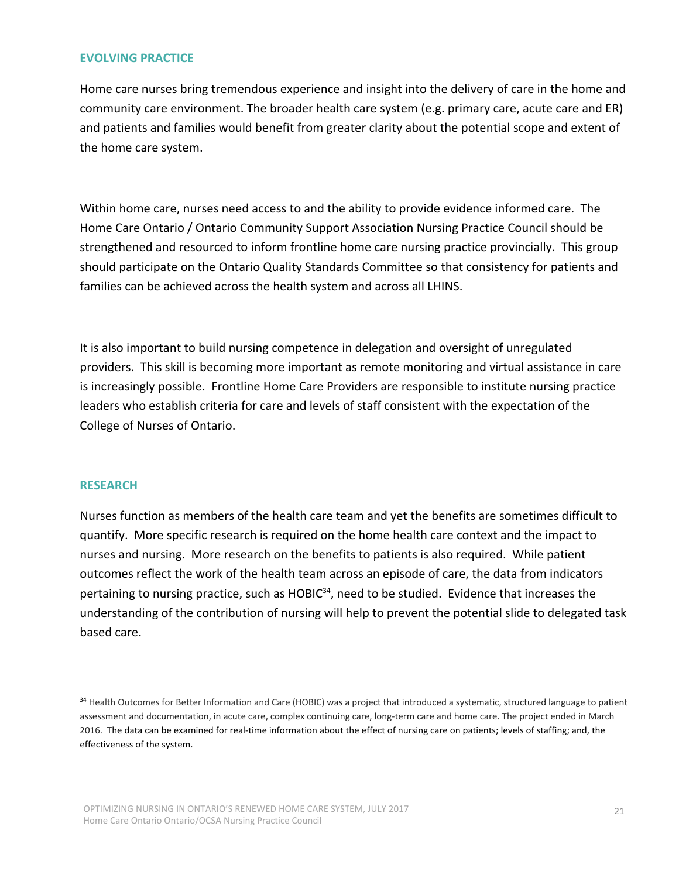## EVOLVING PRACTICE

Home care nurses bring tremendous experience and insight into the delivery of care in the home and community care environment. The broader health care system (e.g. primary care, acute care and ER) and patients and families would benefit from greater clarity about the potential scope and extent of the home care system.

Within home care, nurses need access to and the ability to provide evidence informed care. The Home Care Ontario / Ontario Community Support Association Nursing Practice Council should be strengthened and resourced to inform frontline home care nursing practice provincially. This group should participate on the Ontario Quality Standards Committee so that consistency for patients and families can be achieved across the health system and across all LHINS.

It is also important to build nursing competence in delegation and oversight of unregulated providers. This skill is becoming more important as remote monitoring and virtual assistance in care is increasingly possible. Frontline Home Care Providers are responsible to institute nursing practice leaders who establish criteria for care and levels of staff consistent with the expectation of the College of Nurses of Ontario.

## RESEARCH

Nurses function as members of the health care team and yet the benefits are sometimes difficult to quantify. More specific research is required on the home health care context and the impact to nurses and nursing. More research on the benefits to patients is also required. While patient outcomes reflect the work of the health team across an episode of care, the data from indicators pertaining to nursing practice, such as HOBIC[34], need to be studied. Evidence that increases the understanding of the contribution of nursing will help to prevent the potential slide to delegated task based care.

---

[34] Health Outcomes for Better Information and Care (HOBIC) was a project that introduced a systematic, structured language to patient assessment and documentation, in acute care, complex continuing care, long-term care and home care. The project ended in March 2016. The data can be examined for real-time information about the effect of nursing care on patients; levels of staffing; and, the effectiveness of the system.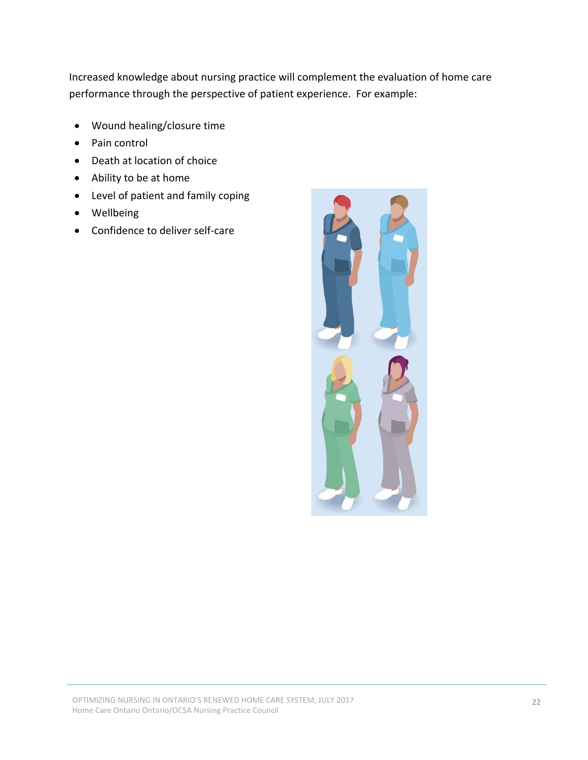Increased knowledge about nursing practice will complement the evaluation of home care performance through the perspective of patient experience. For example:

- Wound healing/closure time
- Pain control
- Death at location of choice
- Ability to be at home
- Level of patient and family coping
- Wellbeing
- Confidence to deliver self-care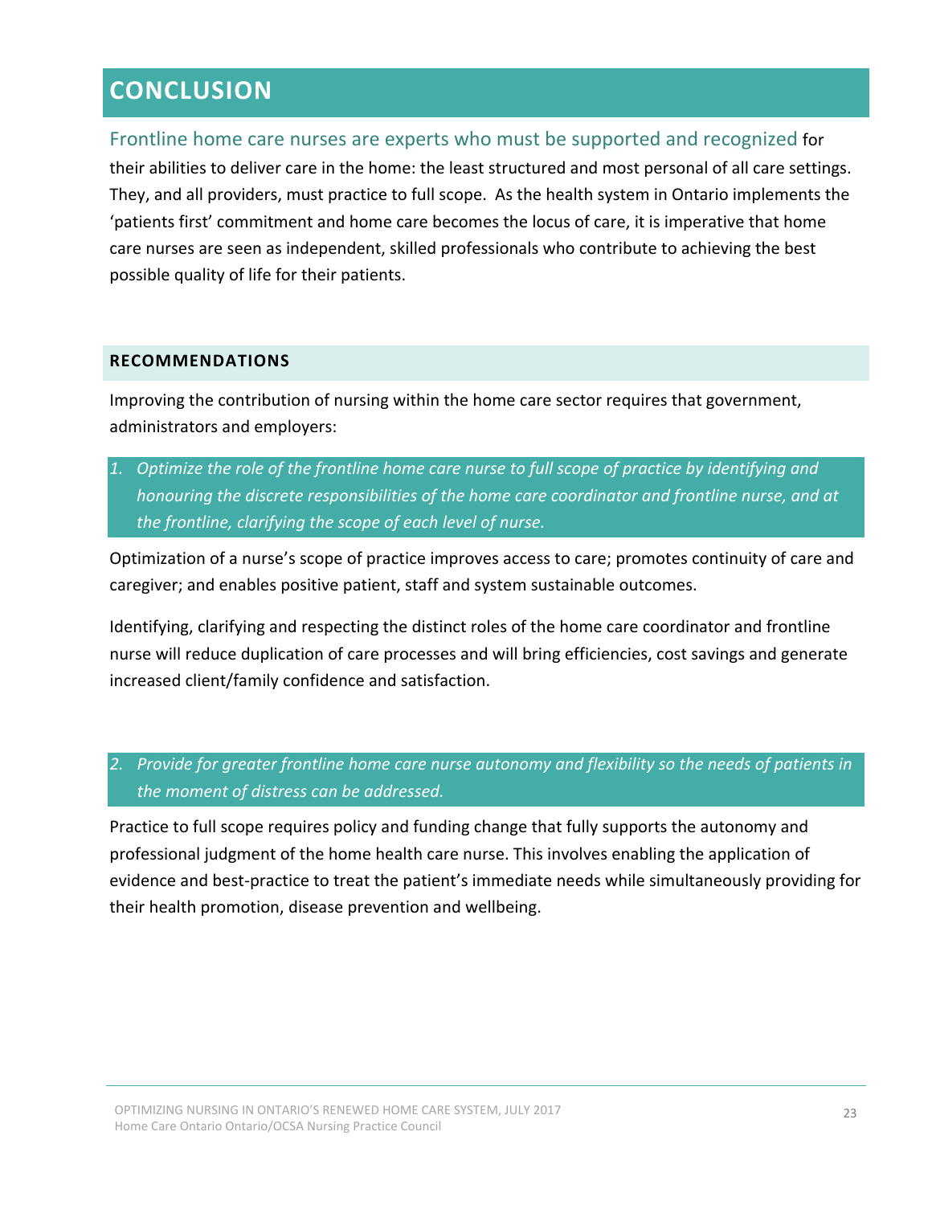# CONCLUSION

Frontline home care nurses are experts who must be supported and recognized for their abilities to deliver care in the home: the least structured and most personal of all care settings. They, and all providers, must practice to full scope. As the health system in Ontario implements the 'patients first' commitment and home care becomes the locus of care, it is imperative that home care nurses are seen as independent, skilled professionals who contribute to achieving the best possible quality of life for their patients.

## RECOMMENDATIONS

Improving the contribution of nursing within the home care sector requires that government, administrators and employers:

1. *Optimize the role of the frontline home care nurse to full scope of practice by identifying and honouring the discrete responsibilities of the home care coordinator and frontline nurse, and at the frontline, clarifying the scope of each level of nurse.*

Optimization of a nurse's scope of practice improves access to care; promotes continuity of care and caregiver; and enables positive patient, staff and system sustainable outcomes.

Identifying, clarifying and respecting the distinct roles of the home care coordinator and frontline nurse will reduce duplication of care processes and will bring efficiencies, cost savings and generate increased client/family confidence and satisfaction.

2. *Provide for greater frontline home care nurse autonomy and flexibility so the needs of patients in the moment of distress can be addressed.*

Practice to full scope requires policy and funding change that fully supports the autonomy and professional judgment of the home health care nurse. This involves enabling the application of evidence and best-practice to treat the patient's immediate needs while simultaneously providing for their health promotion, disease prevention and wellbeing.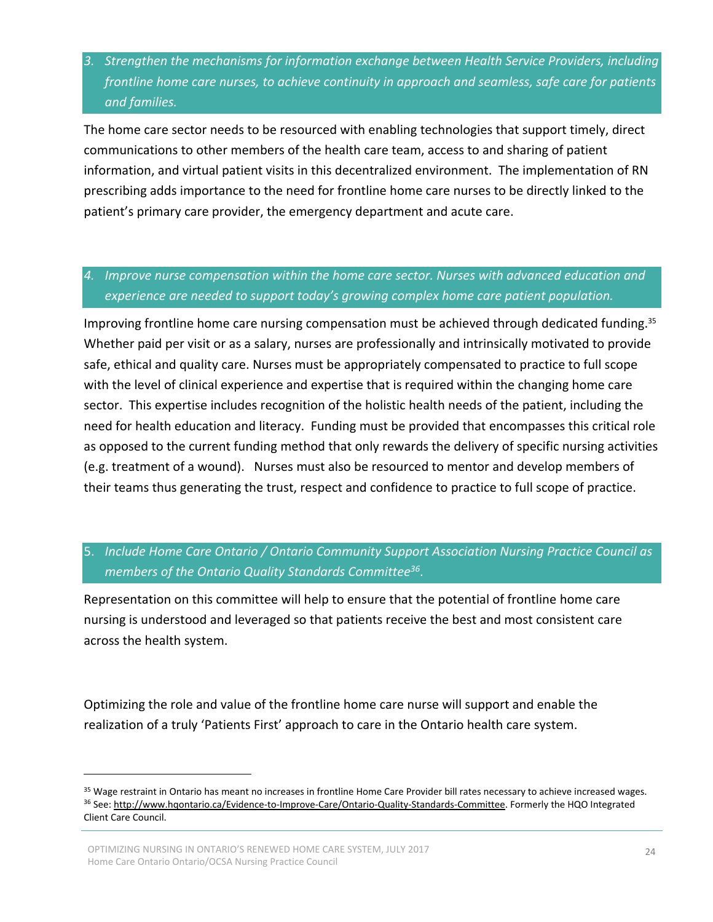*3. Strengthen the mechanisms for information exchange between Health Service Providers, including frontline home care nurses, to achieve continuity in approach and seamless, safe care for patients and families.*

The home care sector needs to be resourced with enabling technologies that support timely, direct communications to other members of the health care team, access to and sharing of patient information, and virtual patient visits in this decentralized environment. The implementation of RN prescribing adds importance to the need for frontline home care nurses to be directly linked to the patient's primary care provider, the emergency department and acute care.

*4. Improve nurse compensation within the home care sector. Nurses with advanced education and experience are needed to support today's growing complex home care patient population.*

Improving frontline home care nursing compensation must be achieved through dedicated funding.[35] Whether paid per visit or as a salary, nurses are professionally and intrinsically motivated to provide safe, ethical and quality care. Nurses must be appropriately compensated to practice to full scope with the level of clinical experience and expertise that is required within the changing home care sector. This expertise includes recognition of the holistic health needs of the patient, including the need for health education and literacy. Funding must be provided that encompasses this critical role as opposed to the current funding method that only rewards the delivery of specific nursing activities (e.g. treatment of a wound). Nurses must also be resourced to mentor and develop members of their teams thus generating the trust, respect and confidence to practice to full scope of practice.

5. *Include Home Care Ontario / Ontario Community Support Association Nursing Practice Council as members of the Ontario Quality Standards Committee*[36].

Representation on this committee will help to ensure that the potential of frontline home care nursing is understood and leveraged so that patients receive the best and most consistent care across the health system.

Optimizing the role and value of the frontline home care nurse will support and enable the realization of a truly 'Patients First' approach to care in the Ontario health care system.

---

[35] Wage restraint in Ontario has meant no increases in frontline Home Care Provider bill rates necessary to achieve increased wages.

[36] See: http://www.hqontario.ca/Evidence-to-Improve-Care/Ontario-Quality-Standards-Committee. Formerly the HQO Integrated Client Care Council.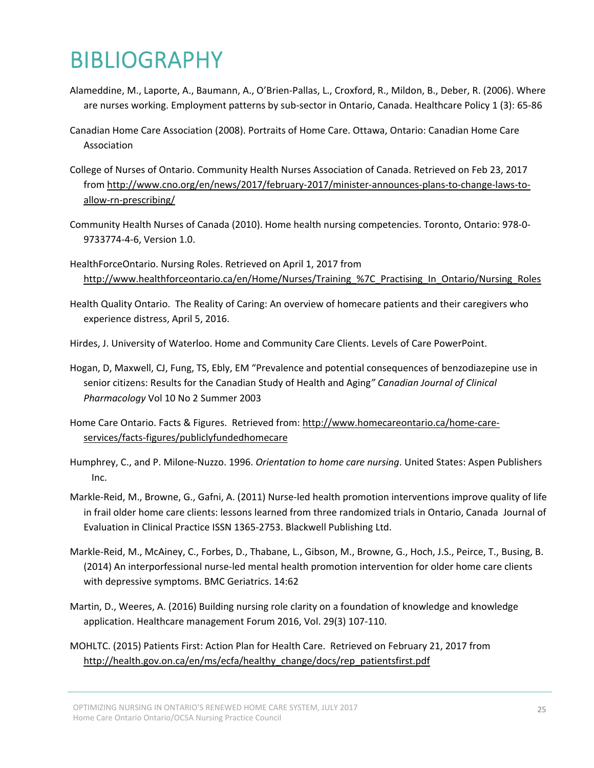# BIBLIOGRAPHY

Alameddine, M., Laporte, A., Baumann, A., O'Brien-Pallas, L., Croxford, R., Mildon, B., Deber, R. (2006). Where are nurses working. Employment patterns by sub-sector in Ontario, Canada. Healthcare Policy 1 (3): 65-86

Canadian Home Care Association (2008). Portraits of Home Care. Ottawa, Ontario: Canadian Home Care Association

College of Nurses of Ontario. Community Health Nurses Association of Canada. Retrieved on Feb 23, 2017 from http://www.cno.org/en/news/2017/february-2017/minister-announces-plans-to-change-laws-to-allow-rn-prescribing/

Community Health Nurses of Canada (2010). Home health nursing competencies. Toronto, Ontario: 978-0-9733774-4-6, Version 1.0.

HealthForceOntario. Nursing Roles. Retrieved on April 1, 2017 from http://www.healthforceontario.ca/en/Home/Nurses/Training_%7C_Practising_In_Ontario/Nursing_Roles

Health Quality Ontario. The Reality of Caring: An overview of homecare patients and their caregivers who experience distress, April 5, 2016.

Hirdes, J. University of Waterloo. Home and Community Care Clients. Levels of Care PowerPoint.

Hogan, D, Maxwell, CJ, Fung, TS, Ebly, EM "Prevalence and potential consequences of benzodiazepine use in senior citizens: Results for the Canadian Study of Health and Aging*" Canadian Journal of Clinical Pharmacology* Vol 10 No 2 Summer 2003

Home Care Ontario. Facts & Figures. Retrieved from: http://www.homecareontario.ca/home-care-services/facts-figures/publiclyfundedhomecare

Humphrey, C., and P. Milone-Nuzzo. 1996. *Orientation to home care nursing*. United States: Aspen Publishers Inc.

Markle-Reid, M., Browne, G., Gafni, A. (2011) Nurse-led health promotion interventions improve quality of life in frail older home care clients: lessons learned from three randomized trials in Ontario, Canada Journal of Evaluation in Clinical Practice ISSN 1365-2753. Blackwell Publishing Ltd.

Markle-Reid, M., McAiney, C., Forbes, D., Thabane, L., Gibson, M., Browne, G., Hoch, J.S., Peirce, T., Busing, B. (2014) An interporfessional nurse-led mental health promotion intervention for older home care clients with depressive symptoms. BMC Geriatrics. 14:62

Martin, D., Weeres, A. (2016) Building nursing role clarity on a foundation of knowledge and knowledge application. Healthcare management Forum 2016, Vol. 29(3) 107-110.

MOHLTC. (2015) Patients First: Action Plan for Health Care. Retrieved on February 21, 2017 from http://health.gov.on.ca/en/ms/ecfa/healthy_change/docs/rep_patientsfirst.pdf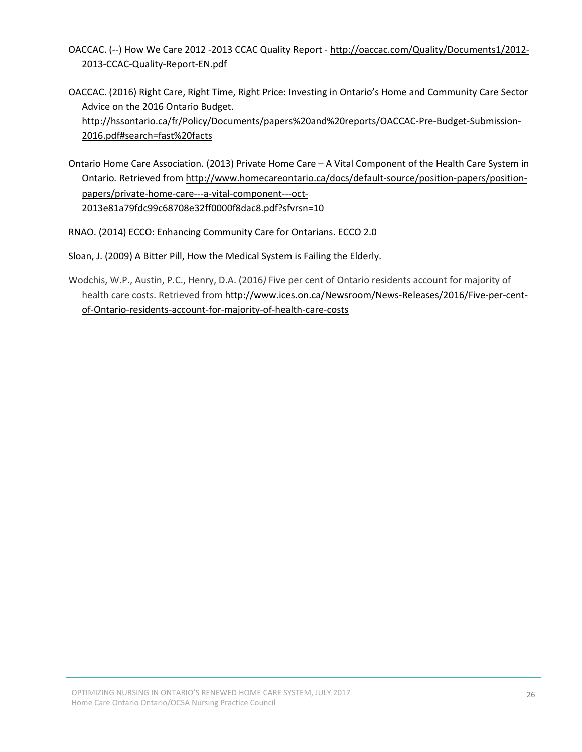OACCAC. (--) How We Care 2012 -2013 CCAC Quality Report - http://oaccac.com/Quality/Documents1/2012-2013-CCAC-Quality-Report-EN.pdf

OACCAC. (2016) Right Care, Right Time, Right Price: Investing in Ontario's Home and Community Care Sector Advice on the 2016 Ontario Budget. http://hssontario.ca/fr/Policy/Documents/papers%20and%20reports/OACCAC-Pre-Budget-Submission-2016.pdf#search=fast%20facts

Ontario Home Care Association. (2013) Private Home Care – A Vital Component of the Health Care System in Ontario. Retrieved from http://www.homecareontario.ca/docs/default-source/position-papers/position-papers/private-home-care---a-vital-component---oct-2013e81a79fdc99c68708e32ff0000f8dac8.pdf?sfvrsn=10

RNAO. (2014) ECCO: Enhancing Community Care for Ontarians. ECCO 2.0

Sloan, J. (2009) A Bitter Pill, How the Medical System is Failing the Elderly.

Wodchis, W.P., Austin, P.C., Henry, D.A. (2016*)* Five per cent of Ontario residents account for majority of health care costs. Retrieved from http://www.ices.on.ca/Newsroom/News-Releases/2016/Five-per-cent-of-Ontario-residents-account-for-majority-of-health-care-costs